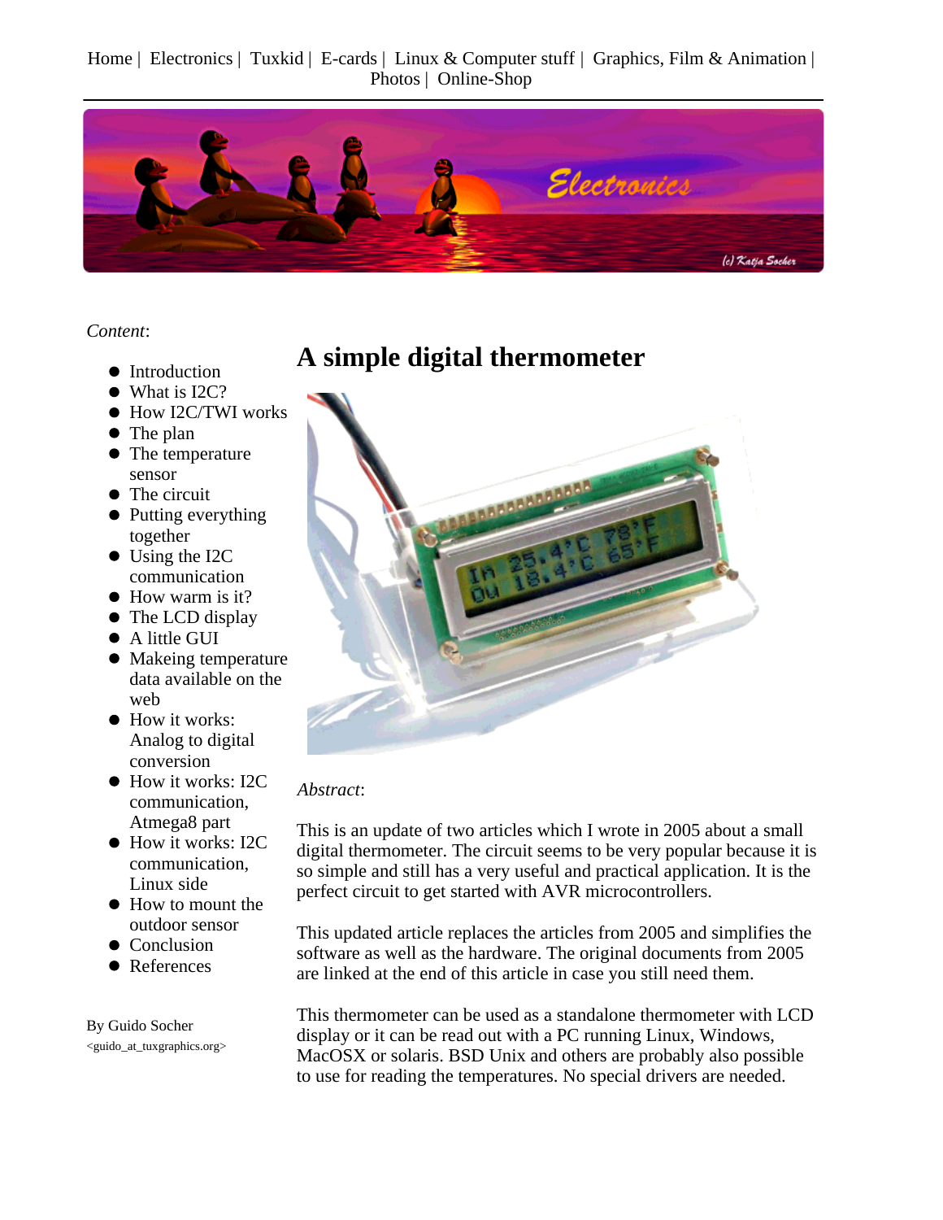Home | Electronics | Tuxkid | E-cards | Linux & Computer stuff | Graphics, Film & Animation | Photos | Online-Shop

*Content*:

- Introduction
- What is I2C?
- How I2C/TWI works
- The plan
- The temperature sensor
- The circuit
- Putting everything together
- Using the I2C communication
- How warm is it?
- The LCD display
- A little GUI
- Makeing temperature data available on the web
- How it works: Analog to digital conversion
- How it works: I2C communication, Atmega8 part
- How it works: I2C communication, Linux side
- How to mount the outdoor sensor
- Conclusion
- References

By Guido Socher
<guido_at_tuxgraphics.org>

# A simple digital thermometer

*Abstract*:

This is an update of two articles which I wrote in 2005 about a small digital thermometer. The circuit seems to be very popular because it is so simple and still has a very useful and practical application. It is the perfect circuit to get started with AVR microcontrollers.

This updated article replaces the articles from 2005 and simplifies the software as well as the hardware. The original documents from 2005 are linked at the end of this article in case you still need them.

This thermometer can be used as a standalone thermometer with LCD display or it can be read out with a PC running Linux, Windows, MacOSX or solaris. BSD Unix and others are probably also possible to use for reading the temperatures. No special drivers are needed.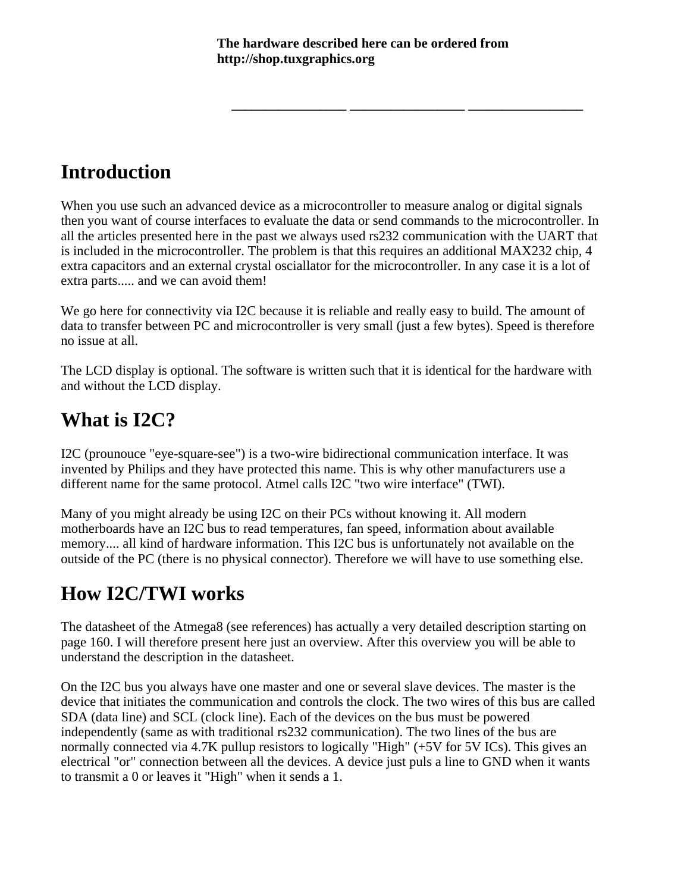**The hardware described here can be ordered from http://shop.tuxgraphics.org**

---

## Introduction

When you use such an advanced device as a microcontroller to measure analog or digital signals then you want of course interfaces to evaluate the data or send commands to the microcontroller. In all the articles presented here in the past we always used rs232 communication with the UART that is included in the microcontroller. The problem is that this requires an additional MAX232 chip, 4 extra capacitors and an external crystal osciallator for the microcontroller. In any case it is a lot of extra parts..... and we can avoid them!

We go here for connectivity via I2C because it is reliable and really easy to build. The amount of data to transfer between PC and microcontroller is very small (just a few bytes). Speed is therefore no issue at all.

The LCD display is optional. The software is written such that it is identical for the hardware with and without the LCD display.

## What is I2C?

I2C (prounouce "eye-square-see") is a two-wire bidirectional communication interface. It was invented by Philips and they have protected this name. This is why other manufacturers use a different name for the same protocol. Atmel calls I2C "two wire interface" (TWI).

Many of you might already be using I2C on their PCs without knowing it. All modern motherboards have an I2C bus to read temperatures, fan speed, information about available memory.... all kind of hardware information. This I2C bus is unfortunately not available on the outside of the PC (there is no physical connector). Therefore we will have to use something else.

## How I2C/TWI works

The datasheet of the Atmega8 (see references) has actually a very detailed description starting on page 160. I will therefore present here just an overview. After this overview you will be able to understand the description in the datasheet.

On the I2C bus you always have one master and one or several slave devices. The master is the device that initiates the communication and controls the clock. The two wires of this bus are called SDA (data line) and SCL (clock line). Each of the devices on the bus must be powered independently (same as with traditional rs232 communication). The two lines of the bus are normally connected via 4.7K pullup resistors to logically "High" (+5V for 5V ICs). This gives an electrical "or" connection between all the devices. A device just puls a line to GND when it wants to transmit a 0 or leaves it "High" when it sends a 1.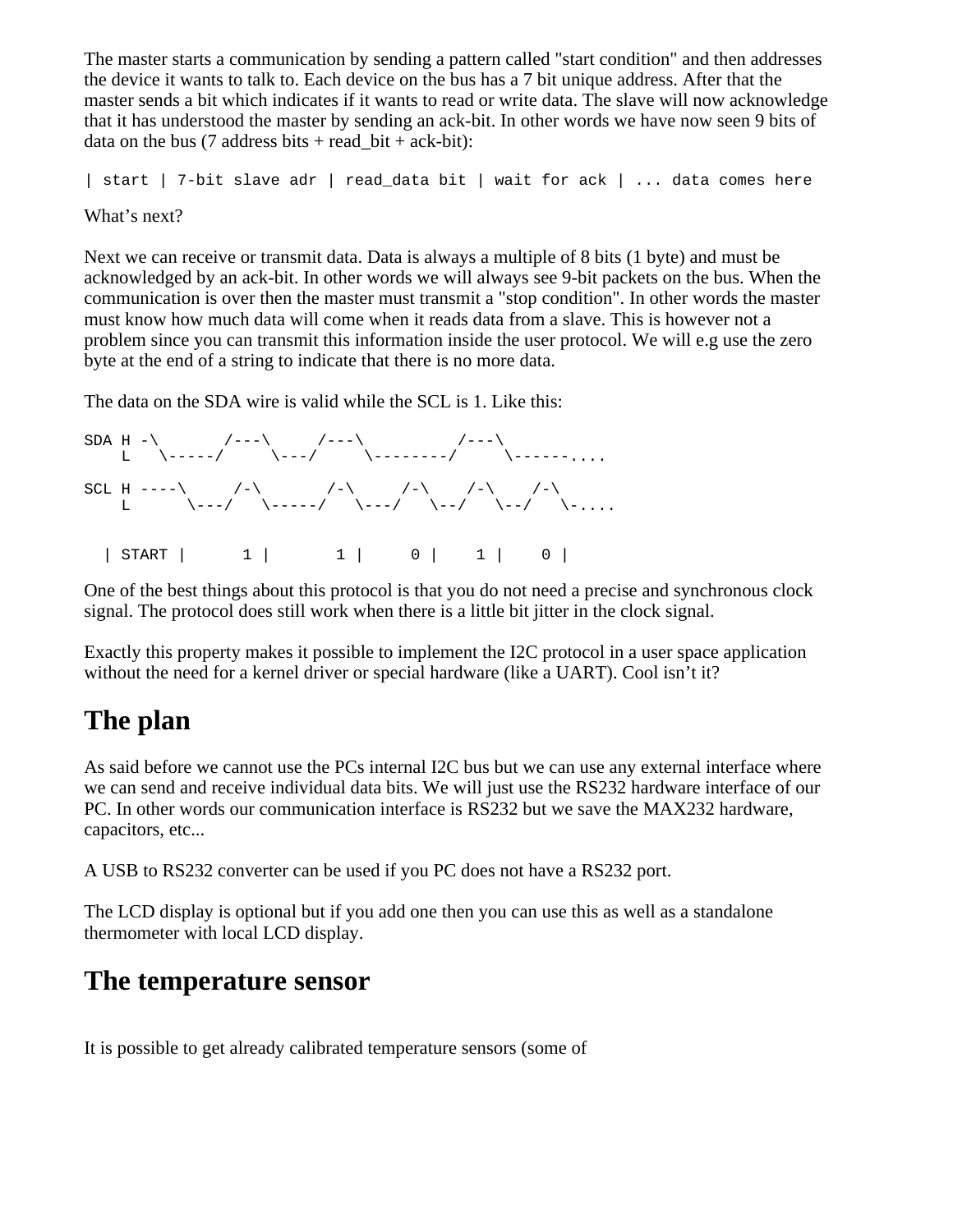The master starts a communication by sending a pattern called "start condition" and then addresses the device it wants to talk to. Each device on the bus has a 7 bit unique address. After that the master sends a bit which indicates if it wants to read or write data. The slave will now acknowledge that it has understood the master by sending an ack-bit. In other words we have now seen 9 bits of data on the bus (7 address bits + read_bit + ack-bit):

```
| start | 7-bit slave adr | read_data bit | wait for ack | ... data comes here
```

What’s next?

Next we can receive or transmit data. Data is always a multiple of 8 bits (1 byte) and must be acknowledged by an ack-bit. In other words we will always see 9-bit packets on the bus. When the communication is over then the master must transmit a "stop condition". In other words the master must know how much data will come when it reads data from a slave. This is however not a problem since you can transmit this information inside the user protocol. We will e.g use the zero byte at the end of a string to indicate that there is no more data.

The data on the SDA wire is valid while the SCL is 1. Like this:

```
SDA H -\       /---\     /---\          /---\
    L   \-----/     \---/     \--------/     \------....

SCL H ----\     /-\       /-\     /-\    /-\    /-\
    L      \---/   \-----/   \---/   \--/   \--/   \-....


  | START |     1 |       1 |     0 |    1 |    0 |
```

One of the best things about this protocol is that you do not need a precise and synchronous clock signal. The protocol does still work when there is a little bit jitter in the clock signal.

Exactly this property makes it possible to implement the I2C protocol in a user space application without the need for a kernel driver or special hardware (like a UART). Cool isn’t it?

## The plan

As said before we cannot use the PCs internal I2C bus but we can use any external interface where we can send and receive individual data bits. We will just use the RS232 hardware interface of our PC. In other words our communication interface is RS232 but we save the MAX232 hardware, capacitors, etc...

A USB to RS232 converter can be used if you PC does not have a RS232 port.

The LCD display is optional but if you add one then you can use this as well as a standalone thermometer with local LCD display.

## The temperature sensor

It is possible to get already calibrated temperature sensors (some of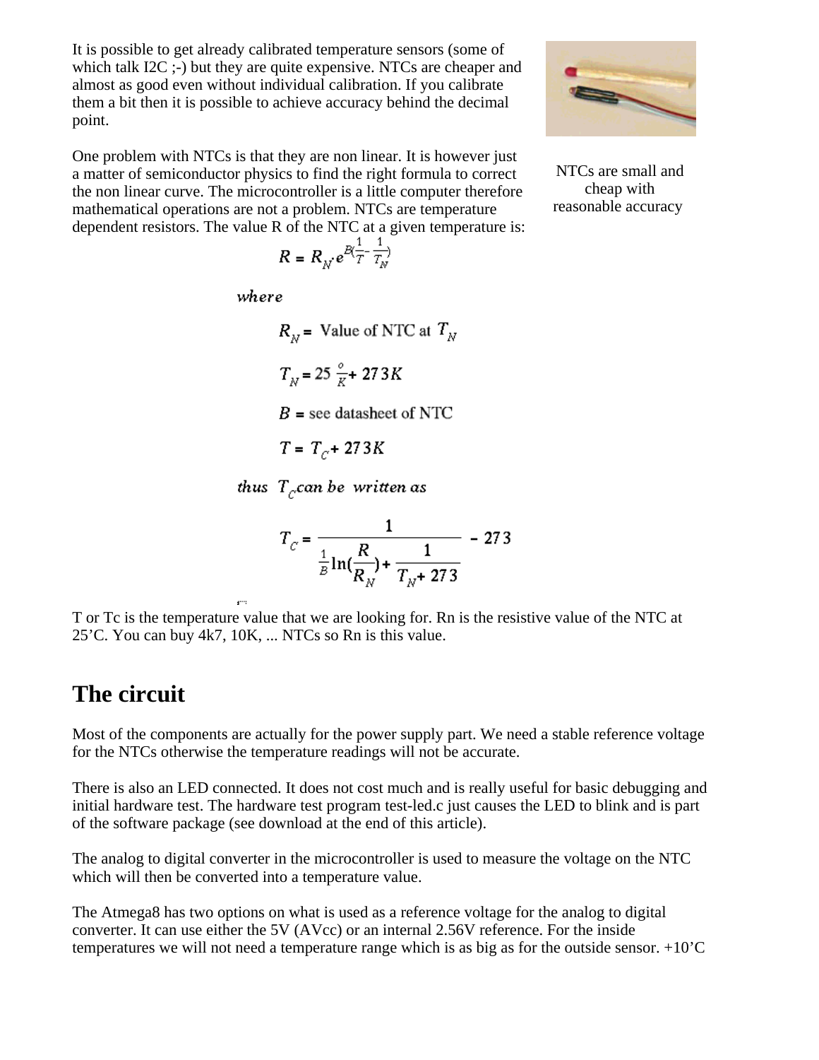It is possible to get already calibrated temperature sensors (some of which talk I2C ;-) but they are quite expensive. NTCs are cheaper and almost as good even without individual calibration. If you calibrate them a bit then it is possible to achieve accuracy behind the decimal point.

NTCs are small and cheap with reasonable accuracy

One problem with NTCs is that they are non linear. It is however just a matter of semiconductor physics to find the right formula to correct the non linear curve. The microcontroller is a little computer therefore mathematical operations are not a problem. NTCs are temperature dependent resistors. The value R of the NTC at a given temperature is:

$$R = R_N \cdot e^{B(\frac{1}{T} - \frac{1}{T_N})}$$

*where*

$R_N =$ Value of NTC at $T_N$

$T_N = 25 \frac{o}{K} + 273K$

$B =$ see datasheet of NTC

$T = T_C + 273K$

*thus* $T_C$ *can be written as*

$$T_C = \frac{1}{\frac{1}{B}\ln(\frac{R}{R_N}) + \frac{1}{T_N + 273}} - 273$$

T or Tc is the temperature value that we are looking for. Rn is the resistive value of the NTC at 25’C. You can buy 4k7, 10K, ... NTCs so Rn is this value.

## The circuit

Most of the components are actually for the power supply part. We need a stable reference voltage for the NTCs otherwise the temperature readings will not be accurate.

There is also an LED connected. It does not cost much and is really useful for basic debugging and initial hardware test. The hardware test program test-led.c just causes the LED to blink and is part of the software package (see download at the end of this article).

The analog to digital converter in the microcontroller is used to measure the voltage on the NTC which will then be converted into a temperature value.

The Atmega8 has two options on what is used as a reference voltage for the analog to digital converter. It can use either the 5V (AVcc) or an internal 2.56V reference. For the inside temperatures we will not need a temperature range which is as big as for the outside sensor. +10’C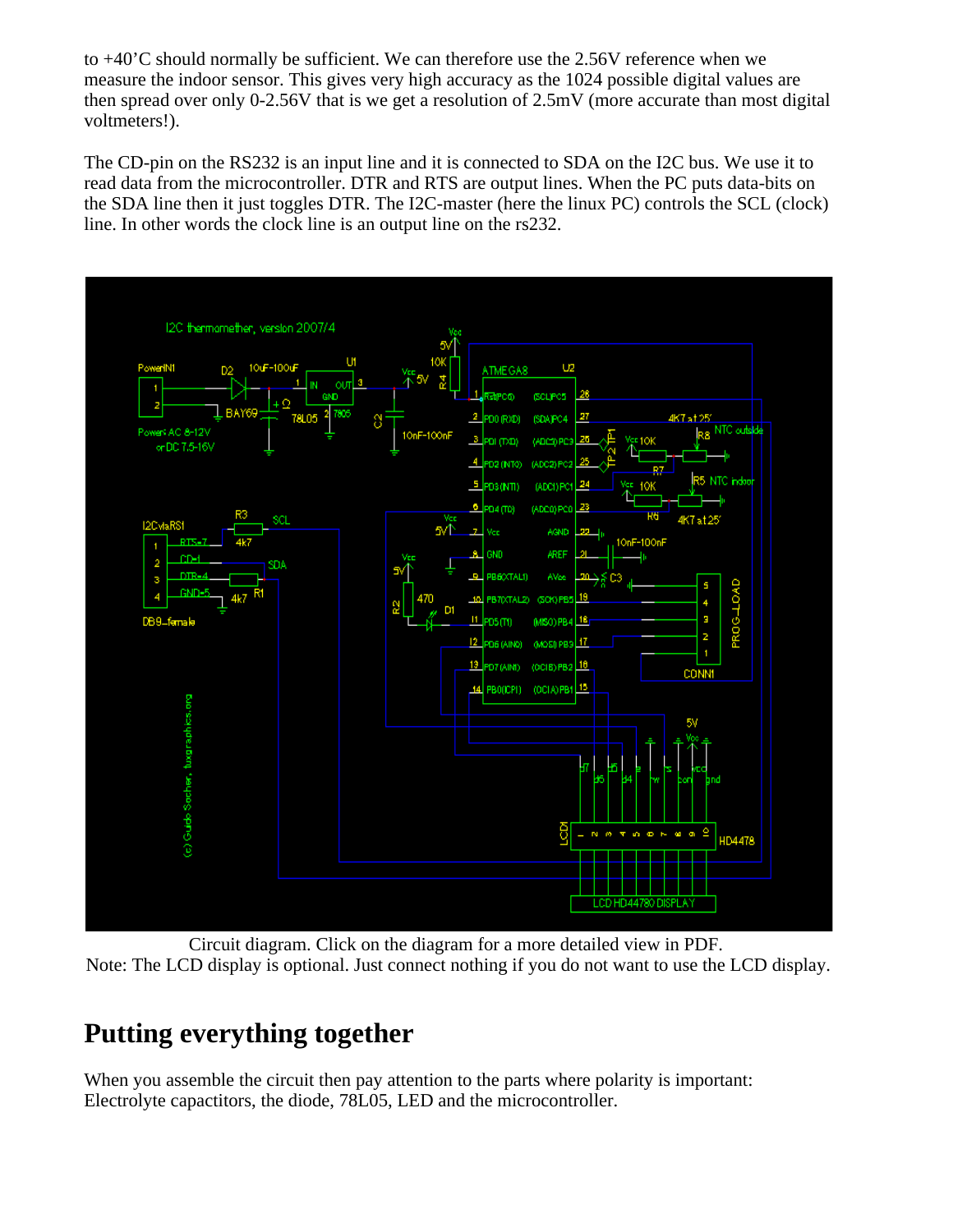to +40'C should normally be sufficient. We can therefore use the 2.56V reference when we measure the indoor sensor. This gives very high accuracy as the 1024 possible digital values are then spread over only 0-2.56V that is we get a resolution of 2.5mV (more accurate than most digital voltmeters!).

The CD-pin on the RS232 is an input line and it is connected to SDA on the I2C bus. We use it to read data from the microcontroller. DTR and RTS are output lines. When the PC puts data-bits on the SDA line then it just toggles DTR. The I2C-master (here the linux PC) controls the SCL (clock) line. In other words the clock line is an output line on the rs232.

Circuit diagram. Click on the diagram for a more detailed view in PDF.
Note: The LCD display is optional. Just connect nothing if you do not want to use the LCD display.

## Putting everything together

When you assemble the circuit then pay attention to the parts where polarity is important: Electrolyte capactitors, the diode, 78L05, LED and the microcontroller.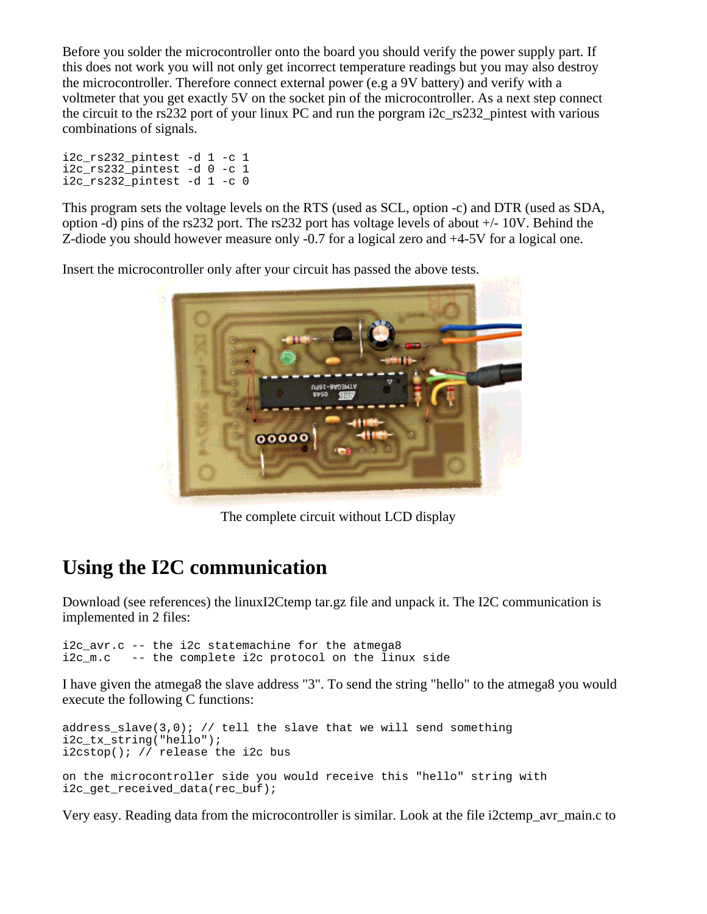Before you solder the microcontroller onto the board you should verify the power supply part. If this does not work you will not only get incorrect temperature readings but you may also destroy the microcontroller. Therefore connect external power (e.g a 9V battery) and verify with a voltmeter that you get exactly 5V on the socket pin of the microcontroller. As a next step connect the circuit to the rs232 port of your linux PC and run the porgram i2c_rs232_pintest with various combinations of signals.

```
i2c_rs232_pintest -d 1 -c 1
i2c_rs232_pintest -d 0 -c 1
i2c_rs232_pintest -d 1 -c 0
```

This program sets the voltage levels on the RTS (used as SCL, option -c) and DTR (used as SDA, option -d) pins of the rs232 port. The rs232 port has voltage levels of about +/- 10V. Behind the Z-diode you should however measure only -0.7 for a logical zero and +4-5V for a logical one.

Insert the microcontroller only after your circuit has passed the above tests.

The complete circuit without LCD display

## Using the I2C communication

Download (see references) the linuxI2Ctemp tar.gz file and unpack it. The I2C communication is implemented in 2 files:

```
i2c_avr.c -- the i2c statemachine for the atmega8
i2c_m.c   -- the complete i2c protocol on the linux side
```

I have given the atmega8 the slave address "3". To send the string "hello" to the atmega8 you would execute the following C functions:

```
address_slave(3,0); // tell the slave that we will send something
i2c_tx_string("hello");
i2cstop(); // release the i2c bus

on the microcontroller side you would receive this "hello" string with
i2c_get_received_data(rec_buf);
```

Very easy. Reading data from the microcontroller is similar. Look at the file i2ctemp_avr_main.c to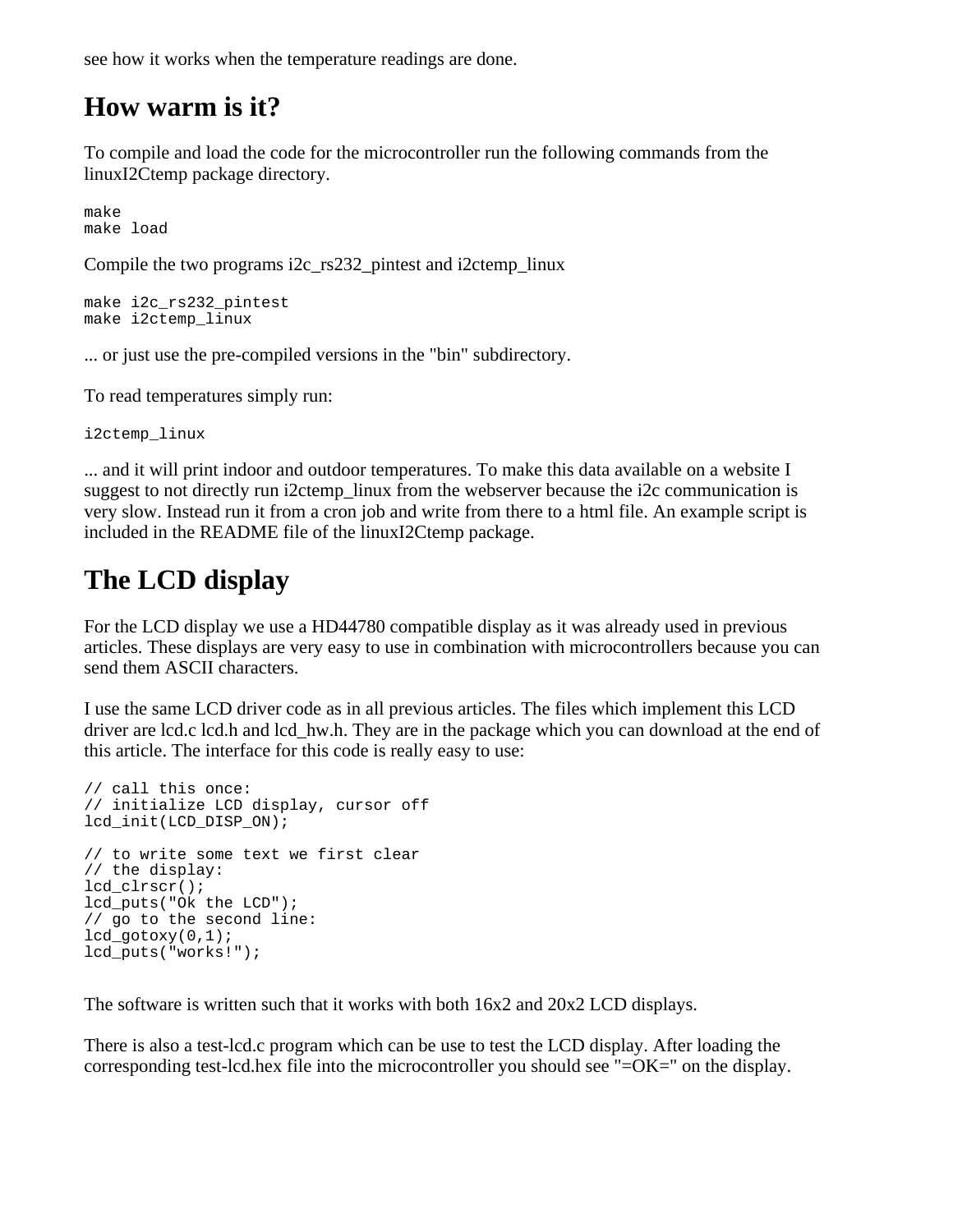see how it works when the temperature readings are done.

## How warm is it?

To compile and load the code for the microcontroller run the following commands from the linuxI2Ctemp package directory.

```
make
make load
```

Compile the two programs i2c_rs232_pintest and i2ctemp_linux

```
make i2c_rs232_pintest
make i2ctemp_linux
```

... or just use the pre-compiled versions in the "bin" subdirectory.

To read temperatures simply run:

```
i2ctemp_linux
```

... and it will print indoor and outdoor temperatures. To make this data available on a website I suggest to not directly run i2ctemp_linux from the webserver because the i2c communication is very slow. Instead run it from a cron job and write from there to a html file. An example script is included in the README file of the linuxI2Ctemp package.

## The LCD display

For the LCD display we use a HD44780 compatible display as it was already used in previous articles. These displays are very easy to use in combination with microcontrollers because you can send them ASCII characters.

I use the same LCD driver code as in all previous articles. The files which implement this LCD driver are lcd.c lcd.h and lcd_hw.h. They are in the package which you can download at the end of this article. The interface for this code is really easy to use:

```
// call this once:
// initialize LCD display, cursor off
lcd_init(LCD_DISP_ON);

// to write some text we first clear
// the display:
lcd_clrscr();
lcd_puts("Ok the LCD");
// go to the second line:
lcd_gotoxy(0,1);
lcd_puts("works!");
```

The software is written such that it works with both 16x2 and 20x2 LCD displays.

There is also a test-lcd.c program which can be use to test the LCD display. After loading the corresponding test-lcd.hex file into the microcontroller you should see "=OK=" on the display.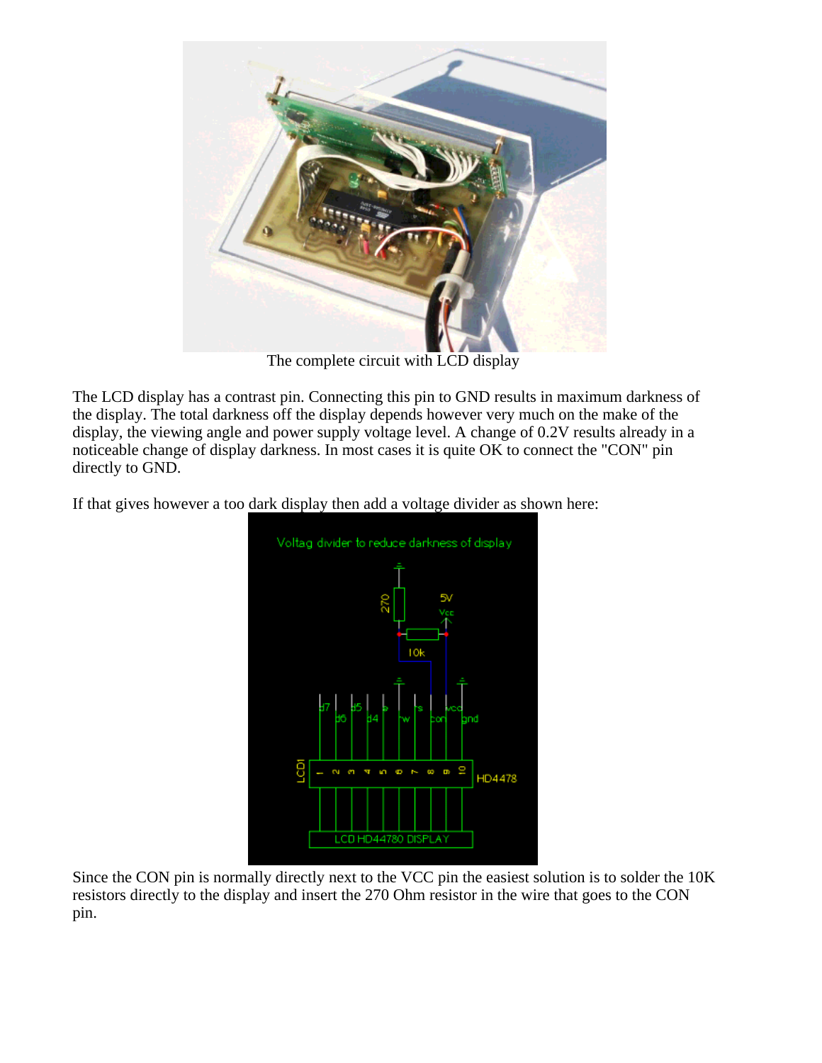The complete circuit with LCD display

The LCD display has a contrast pin. Connecting this pin to GND results in maximum darkness of the display. The total darkness off the display depends however very much on the make of the display, the viewing angle and power supply voltage level. A change of 0.2V results already in a noticeable change of display darkness. In most cases it is quite OK to connect the "CON" pin directly to GND.

If that gives however a too dark display then add a voltage divider as shown here:

Since the CON pin is normally directly next to the VCC pin the easiest solution is to solder the 10K resistors directly to the display and insert the 270 Ohm resistor in the wire that goes to the CON pin.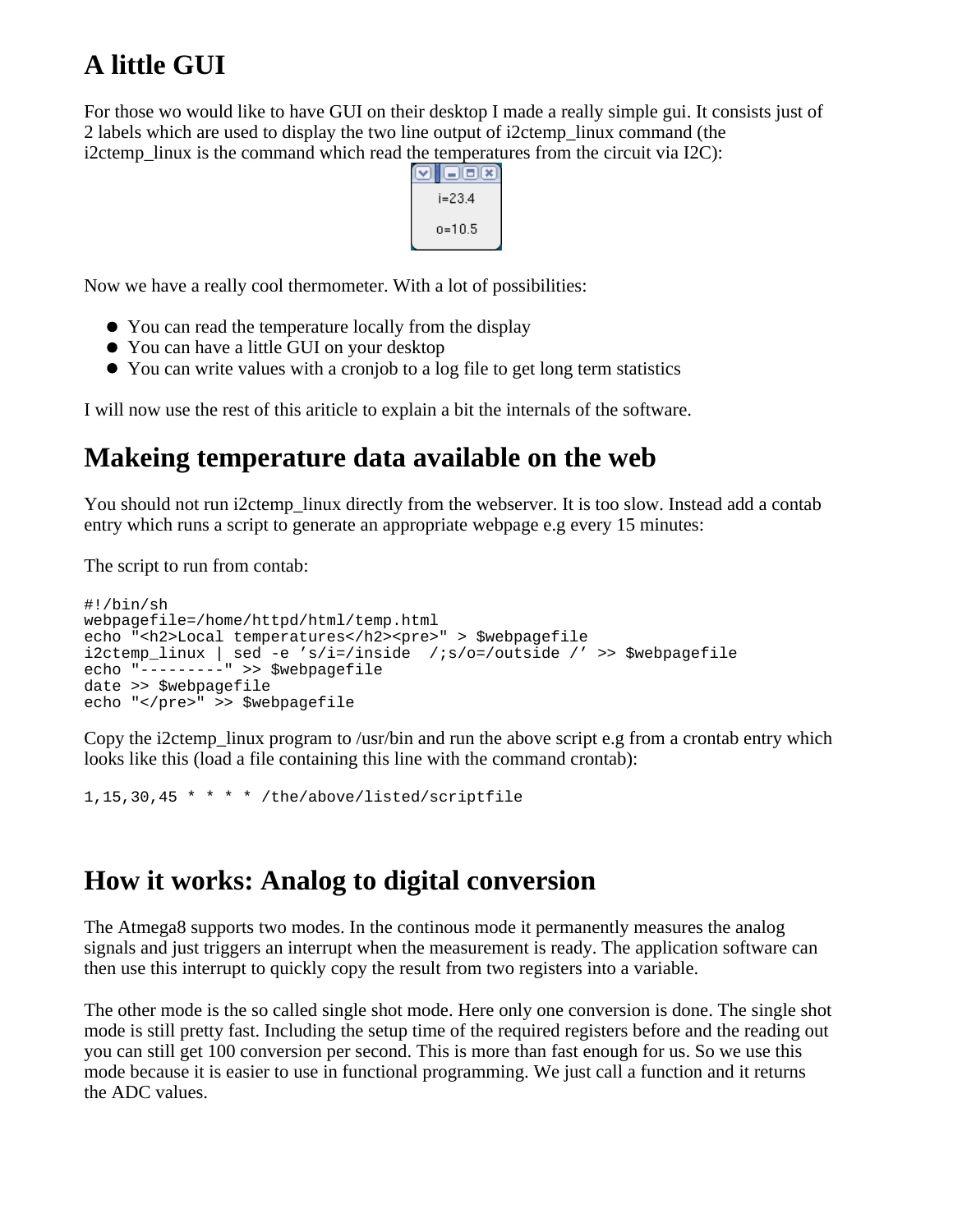## A little GUI

For those wo would like to have GUI on their desktop I made a really simple gui. It consists just of 2 labels which are used to display the two line output of i2ctemp_linux command (the i2ctemp_linux is the command which read the temperatures from the circuit via I2C):

Now we have a really cool thermometer. With a lot of possibilities:

- You can read the temperature locally from the display
- You can have a little GUI on your desktop
- You can write values with a cronjob to a log file to get long term statistics

I will now use the rest of this ariticle to explain a bit the internals of the software.

## Makeing temperature data available on the web

You should not run i2ctemp_linux directly from the webserver. It is too slow. Instead add a contab entry which runs a script to generate an appropriate webpage e.g every 15 minutes:

The script to run from contab:

```
#!/bin/sh
webpagefile=/home/httpd/html/temp.html
echo "<h2>Local temperatures</h2><pre>" > $webpagefile
i2ctemp_linux | sed -e 's/i=/inside  /;s/o=/outside /' >> $webpagefile
echo "---------" >> $webpagefile
date >> $webpagefile
echo "</pre>" >> $webpagefile
```

Copy the i2ctemp_linux program to /usr/bin and run the above script e.g from a crontab entry which looks like this (load a file containing this line with the command crontab):

```
1,15,30,45 * * * * /the/above/listed/scriptfile
```

## How it works: Analog to digital conversion

The Atmega8 supports two modes. In the continous mode it permanently measures the analog signals and just triggers an interrupt when the measurement is ready. The application software can then use this interrupt to quickly copy the result from two registers into a variable.

The other mode is the so called single shot mode. Here only one conversion is done. The single shot mode is still pretty fast. Including the setup time of the required registers before and the reading out you can still get 100 conversion per second. This is more than fast enough for us. So we use this mode because it is easier to use in functional programming. We just call a function and it returns the ADC values.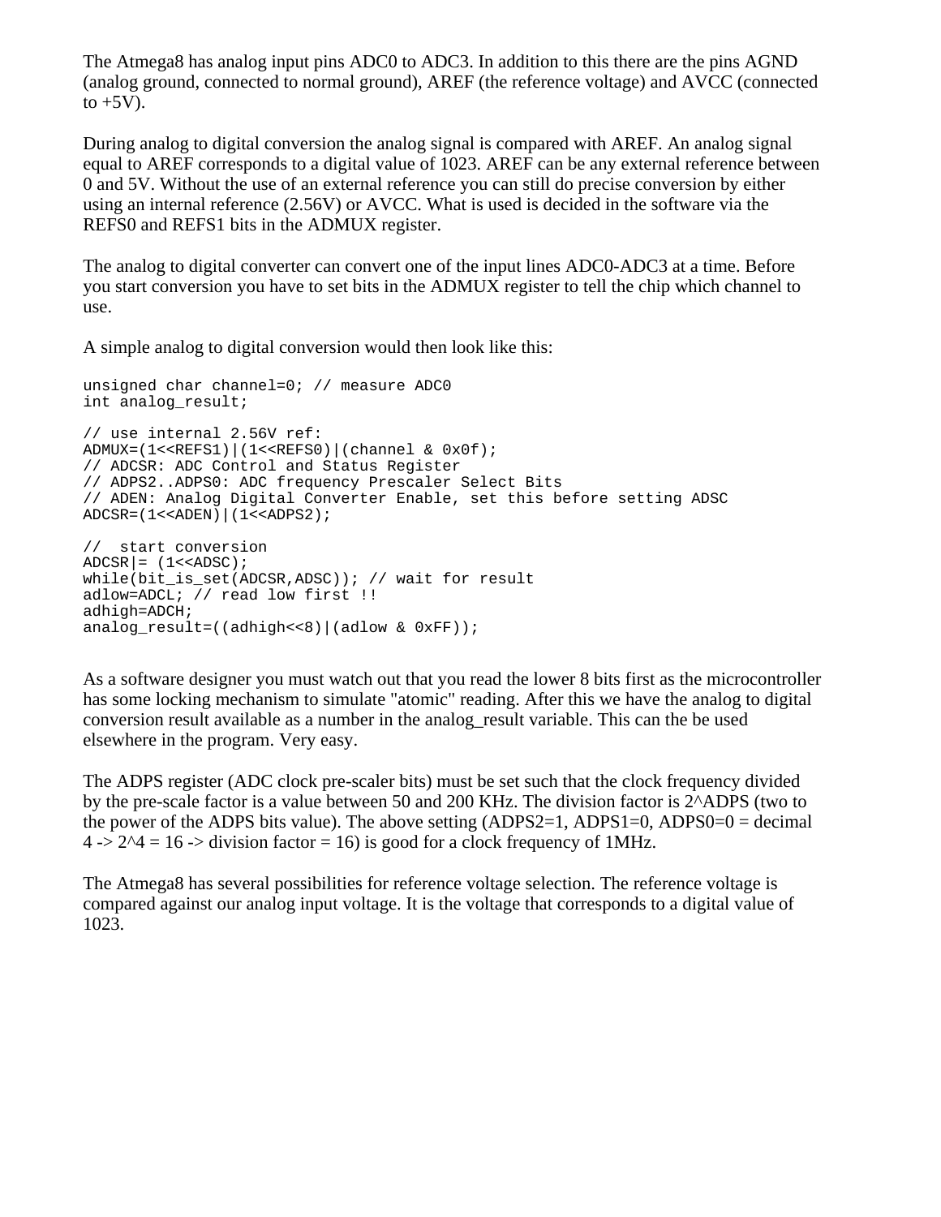The Atmega8 has analog input pins ADC0 to ADC3. In addition to this there are the pins AGND (analog ground, connected to normal ground), AREF (the reference voltage) and AVCC (connected to +5V).

During analog to digital conversion the analog signal is compared with AREF. An analog signal equal to AREF corresponds to a digital value of 1023. AREF can be any external reference between 0 and 5V. Without the use of an external reference you can still do precise conversion by either using an internal reference (2.56V) or AVCC. What is used is decided in the software via the REFS0 and REFS1 bits in the ADMUX register.

The analog to digital converter can convert one of the input lines ADC0-ADC3 at a time. Before you start conversion you have to set bits in the ADMUX register to tell the chip which channel to use.

A simple analog to digital conversion would then look like this:

```
unsigned char channel=0; // measure ADC0
int analog_result;

// use internal 2.56V ref:
ADMUX=(1<<REFS1)|(1<<REFS0)|(channel & 0x0f);
// ADCSR: ADC Control and Status Register
// ADPS2..ADPS0: ADC frequency Prescaler Select Bits
// ADEN: Analog Digital Converter Enable, set this before setting ADSC
ADCSR=(1<<ADEN)|(1<<ADPS2);

//  start conversion
ADCSR|= (1<<ADSC);
while(bit_is_set(ADCSR,ADSC)); // wait for result
adlow=ADCL; // read low first !!
adhigh=ADCH;
analog_result=((adhigh<<8)|(adlow & 0xFF));
```

As a software designer you must watch out that you read the lower 8 bits first as the microcontroller has some locking mechanism to simulate "atomic" reading. After this we have the analog to digital conversion result available as a number in the analog_result variable. This can the be used elsewhere in the program. Very easy.

The ADPS register (ADC clock pre-scaler bits) must be set such that the clock frequency divided by the pre-scale factor is a value between 50 and 200 KHz. The division factor is 2^ADPS (two to the power of the ADPS bits value). The above setting (ADPS2=1, ADPS1=0, ADPS0=0 = decimal 4 -> 2^4 = 16 -> division factor = 16) is good for a clock frequency of 1MHz.

The Atmega8 has several possibilities for reference voltage selection. The reference voltage is compared against our analog input voltage. It is the voltage that corresponds to a digital value of 1023.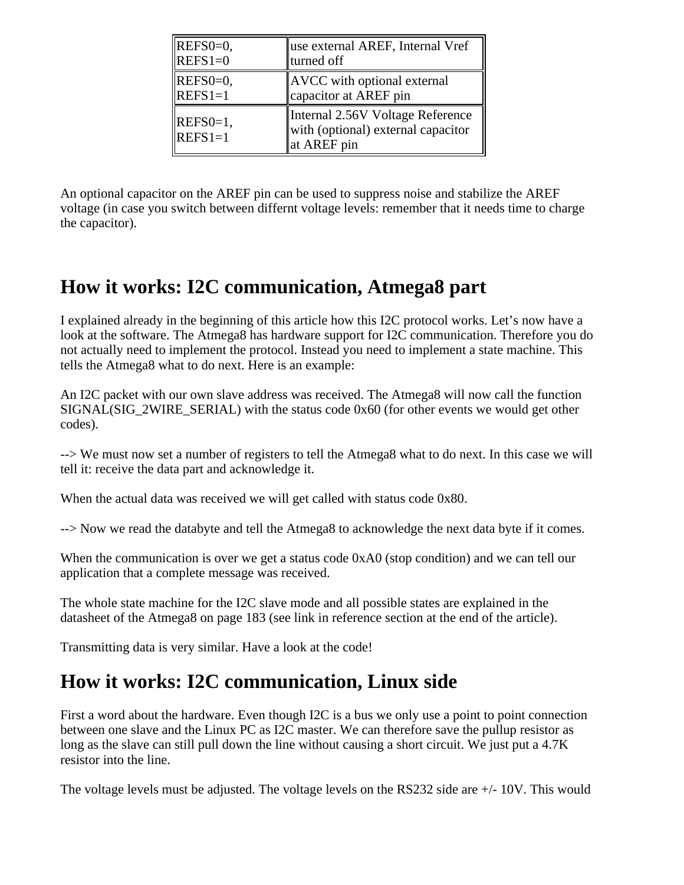| REFS0=0, REFS1=0 | use external AREF, Internal Vref turned off |
|---|---|
| REFS0=0, REFS1=1 | AVCC with optional external capacitor at AREF pin |
| REFS0=1, REFS1=1 | Internal 2.56V Voltage Reference with (optional) external capacitor at AREF pin |

An optional capacitor on the AREF pin can be used to suppress noise and stabilize the AREF voltage (in case you switch between differnt voltage levels: remember that it needs time to charge the capacitor).

## How it works: I2C communication, Atmega8 part

I explained already in the beginning of this article how this I2C protocol works. Let's now have a look at the software. The Atmega8 has hardware support for I2C communication. Therefore you do not actually need to implement the protocol. Instead you need to implement a state machine. This tells the Atmega8 what to do next. Here is an example:

An I2C packet with our own slave address was received. The Atmega8 will now call the function SIGNAL(SIG_2WIRE_SERIAL) with the status code 0x60 (for other events we would get other codes).

--> We must now set a number of registers to tell the Atmega8 what to do next. In this case we will tell it: receive the data part and acknowledge it.

When the actual data was received we will get called with status code 0x80.

--> Now we read the databyte and tell the Atmega8 to acknowledge the next data byte if it comes.

When the communication is over we get a status code 0xA0 (stop condition) and we can tell our application that a complete message was received.

The whole state machine for the I2C slave mode and all possible states are explained in the datasheet of the Atmega8 on page 183 (see link in reference section at the end of the article).

Transmitting data is very similar. Have a look at the code!

## How it works: I2C communication, Linux side

First a word about the hardware. Even though I2C is a bus we only use a point to point connection between one slave and the Linux PC as I2C master. We can therefore save the pullup resistor as long as the slave can still pull down the line without causing a short circuit. We just put a 4.7K resistor into the line.

The voltage levels must be adjusted. The voltage levels on the RS232 side are +/- 10V. This would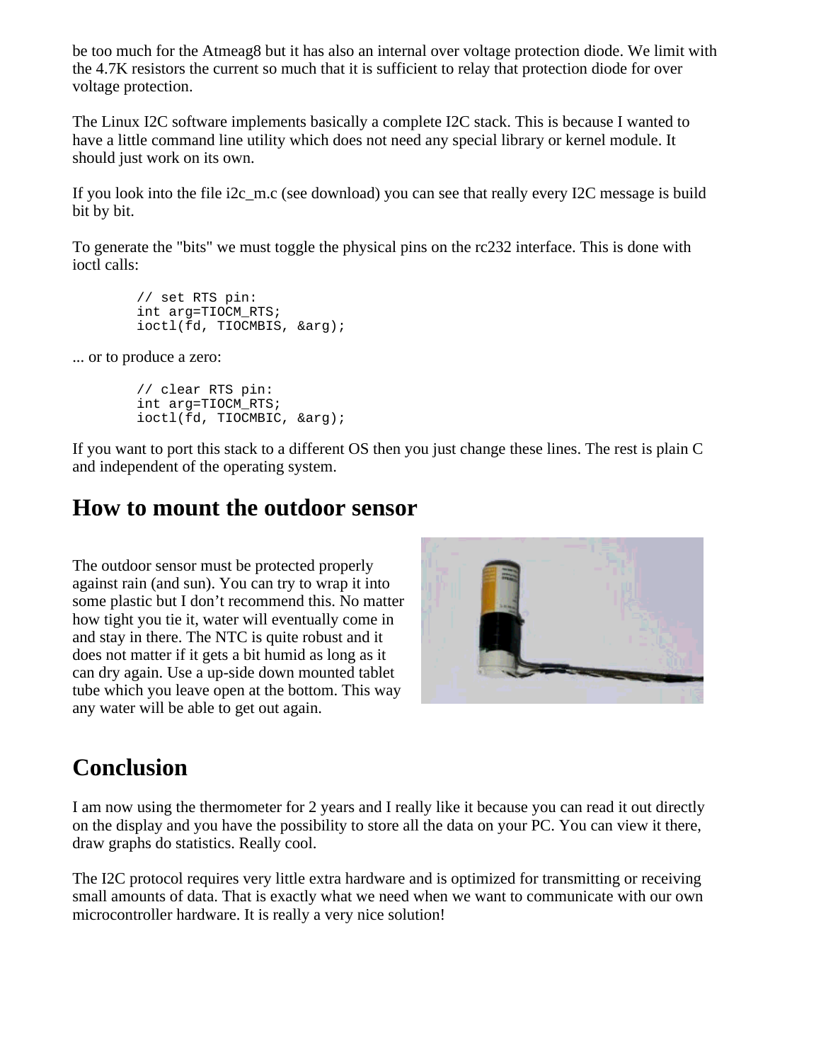be too much for the Atmeag8 but it has also an internal over voltage protection diode. We limit with the 4.7K resistors the current so much that it is sufficient to relay that protection diode for over voltage protection.

The Linux I2C software implements basically a complete I2C stack. This is because I wanted to have a little command line utility which does not need any special library or kernel module. It should just work on its own.

If you look into the file i2c_m.c (see download) you can see that really every I2C message is build bit by bit.

To generate the "bits" we must toggle the physical pins on the rc232 interface. This is done with ioctl calls:

```
// set RTS pin:
int arg=TIOCM_RTS;
ioctl(fd, TIOCMBIS, &arg);
```

... or to produce a zero:

```
// clear RTS pin:
int arg=TIOCM_RTS;
ioctl(fd, TIOCMBIC, &arg);
```

If you want to port this stack to a different OS then you just change these lines. The rest is plain C and independent of the operating system.

## How to mount the outdoor sensor

The outdoor sensor must be protected properly against rain (and sun). You can try to wrap it into some plastic but I don't recommend this. No matter how tight you tie it, water will eventually come in and stay in there. The NTC is quite robust and it does not matter if it gets a bit humid as long as it can dry again. Use a up-side down mounted tablet tube which you leave open at the bottom. This way any water will be able to get out again.

## Conclusion

I am now using the thermometer for 2 years and I really like it because you can read it out directly on the display and you have the possibility to store all the data on your PC. You can view it there, draw graphs do statistics. Really cool.

The I2C protocol requires very little extra hardware and is optimized for transmitting or receiving small amounts of data. That is exactly what we need when we want to communicate with our own microcontroller hardware. It is really a very nice solution!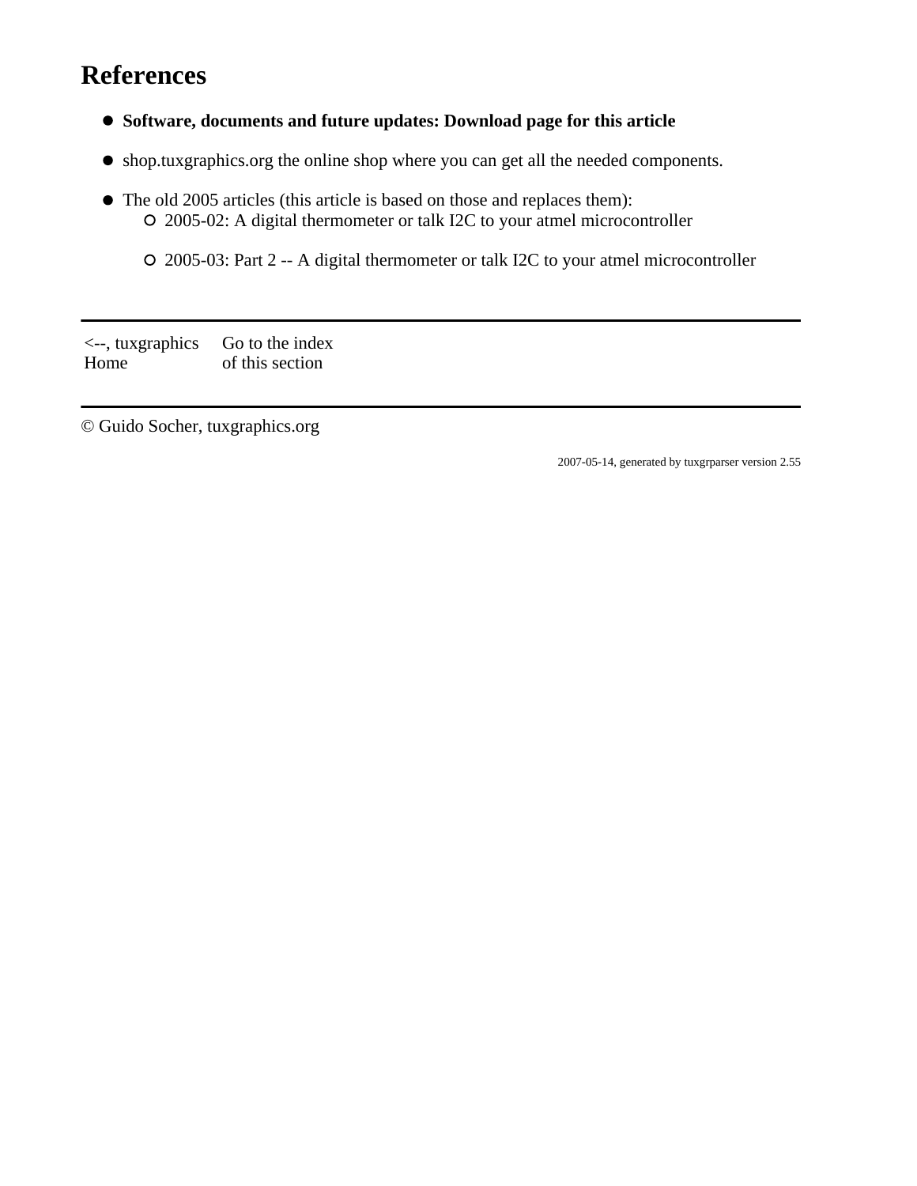## References

- **Software, documents and future updates: Download page for this article**
- shop.tuxgraphics.org the online shop where you can get all the needed components.
- The old 2005 articles (this article is based on those and replaces them):
  - 2005-02: A digital thermometer or talk I2C to your atmel microcontroller
  - 2005-03: Part 2 -- A digital thermometer or talk I2C to your atmel microcontroller

---

| | |
|---|---|
| <--, tuxgraphics Home | Go to the index of this section |

---

© Guido Socher, tuxgraphics.org

2007-05-14, generated by tuxgrparser version 2.55